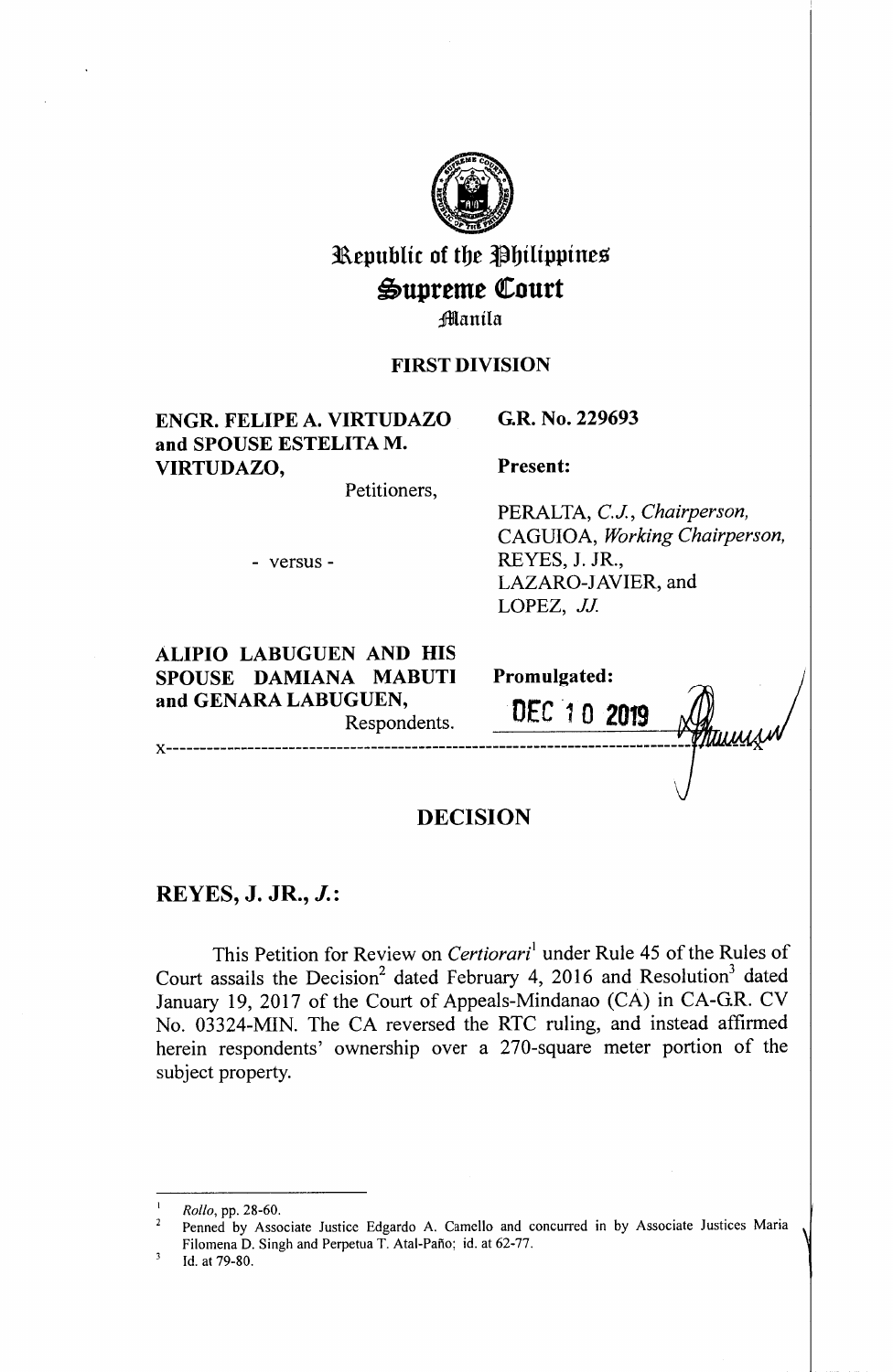# Republic of the Philippines
# Supreme Court
Manila

**FIRST DIVISION**

| | |
|---|---|
| **ENGR. FELIPE A. VIRTUDAZO and SPOUSE ESTELITA M. VIRTUDAZO,** Petitioners, | **G.R. No. 229693** |
| | **Present:** |
| - versus - | PERALTA, *C.J., Chairperson,* CAGUIOA, *Working Chairperson,* REYES, J. JR., LAZARO-JAVIER, and LOPEZ, *JJ.* |
| **ALIPIO LABUGUEN AND HIS SPOUSE DAMIANA MABUTI and GENARA LABUGUEN,** Respondents. | **Promulgated:** DEC 10 2019 |

x-------------------------------------------------------------------------------x

## DECISION

**REYES, J. JR., *J.*:**

This Petition for Review on *Certiorari*[1] under Rule 45 of the Rules of Court assails the Decision[2] dated February 4, 2016 and Resolution[3] dated January 19, 2017 of the Court of Appeals-Mindanao (CA) in CA-G.R. CV No. 03324-MIN. The CA reversed the RTC ruling, and instead affirmed herein respondents' ownership over a 270-square meter portion of the subject property.

---

[1] *Rollo*, pp. 28-60.

[2] Penned by Associate Justice Edgardo A. Camello and concurred in by Associate Justices Maria Filomena D. Singh and Perpetua T. Atal-Paño; id. at 62-77.

[3] Id. at 79-80.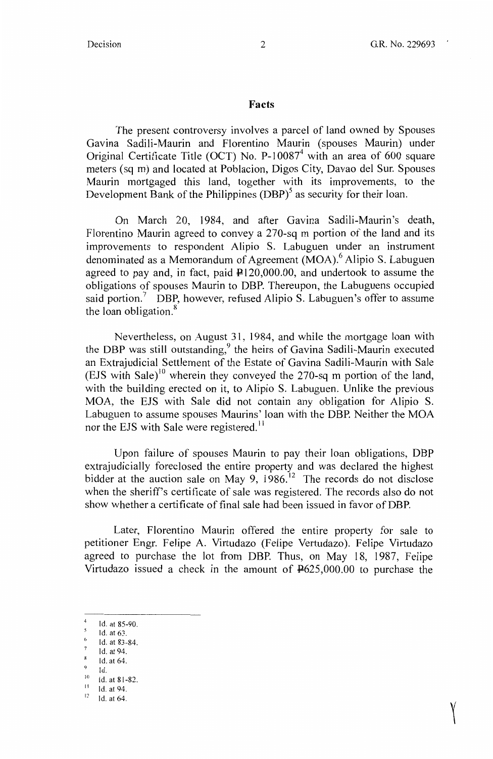## Facts

The present controversy involves a parcel of land owned by Spouses Gavina Sadili-Maurin and Florentino Maurin (spouses Maurin) under Original Certificate Title (OCT) No. P-10087[4] with an area of 600 square meters (sq m) and located at Poblacion, Digos City, Davao del Sur. Spouses Maurin mortgaged this land, together with its improvements, to the Development Bank of the Philippines (DBP)[5] as security for their loan.

On March 20, 1984, and after Gavina Sadili-Maurin's death, Florentino Maurin agreed to convey a 270-sq m portion of the land and its improvements to respondent Alipio S. Labuguen under an instrument denominated as a Memorandum of Agreement (MOA).[6] Alipio S. Labuguen agreed to pay and, in fact, paid ₱120,000.00, and undertook to assume the obligations of spouses Maurin to DBP. Thereupon, the Labuguens occupied said portion.[7] DBP, however, refused Alipio S. Labuguen's offer to assume the loan obligation.[8]

Nevertheless, on August 31, 1984, and while the mortgage loan with the DBP was still outstanding,[9] the heirs of Gavina Sadili-Maurin executed an Extrajudicial Settlement of the Estate of Gavina Sadili-Maurin with Sale (EJS with Sale)[10] wherein they conveyed the 270-sq m portion of the land, with the building erected on it, to Alipio S. Labuguen. Unlike the previous MOA, the EJS with Sale did not contain any obligation for Alipio S. Labuguen to assume spouses Maurins' loan with the DBP. Neither the MOA nor the EJS with Sale were registered.[11]

Upon failure of spouses Maurin to pay their loan obligations, DBP extrajudicially foreclosed the entire property and was declared the highest bidder at the auction sale on May 9, 1986.[12] The records do not disclose when the sheriff's certificate of sale was registered. The records also do not show whether a certificate of final sale had been issued in favor of DBP.

Later, Florentino Maurin offered the entire property for sale to petitioner Engr. Felipe A. Virtudazo (Felipe Vertudazo). Felipe Virtudazo agreed to purchase the lot from DBP. Thus, on May 18, 1987, Felipe Virtudazo issued a check in the amount of ₱625,000.00 to purchase the

---

[4] Id. at 85-90.

[5] Id. at 63.

[6] Id. at 83-84.

[7] Id. at 94.

[8] Id. at 64.

[9] Id.

[10] Id. at 81-82.

[11] Id. at 94.

[12] Id. at 64.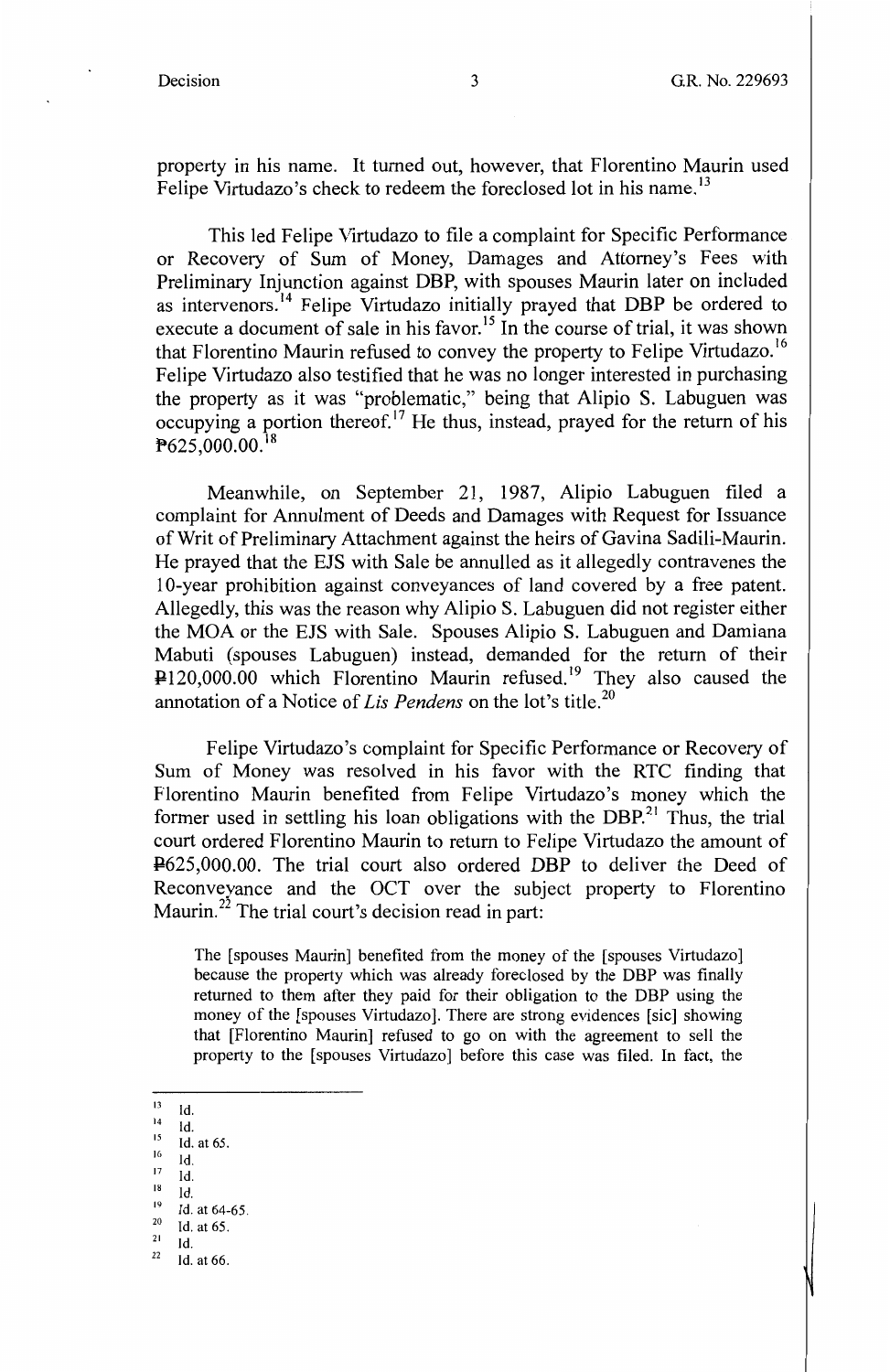property in his name. It turned out, however, that Florentino Maurin used Felipe Virtudazo's check to redeem the foreclosed lot in his name.[13]

This led Felipe Virtudazo to file a complaint for Specific Performance or Recovery of Sum of Money, Damages and Attorney's Fees with Preliminary Injunction against DBP, with spouses Maurin later on included as intervenors.[14] Felipe Virtudazo initially prayed that DBP be ordered to execute a document of sale in his favor.[15] In the course of trial, it was shown that Florentino Maurin refused to convey the property to Felipe Virtudazo.[16] Felipe Virtudazo also testified that he was no longer interested in purchasing the property as it was "problematic," being that Alipio S. Labuguen was occupying a portion thereof.[17] He thus, instead, prayed for the return of his ₱625,000.00.[18]

Meanwhile, on September 21, 1987, Alipio Labuguen filed a complaint for Annulment of Deeds and Damages with Request for Issuance of Writ of Preliminary Attachment against the heirs of Gavina Sadili-Maurin. He prayed that the EJS with Sale be annulled as it allegedly contravenes the 10-year prohibition against conveyances of land covered by a free patent. Allegedly, this was the reason why Alipio S. Labuguen did not register either the MOA or the EJS with Sale. Spouses Alipio S. Labuguen and Damiana Mabuti (spouses Labuguen) instead, demanded for the return of their ₱120,000.00 which Florentino Maurin refused.[19] They also caused the annotation of a Notice of *Lis Pendens* on the lot's title.[20]

Felipe Virtudazo's complaint for Specific Performance or Recovery of Sum of Money was resolved in his favor with the RTC finding that Florentino Maurin benefited from Felipe Virtudazo's money which the former used in settling his loan obligations with the DBP.[21] Thus, the trial court ordered Florentino Maurin to return to Felipe Virtudazo the amount of ₱625,000.00. The trial court also ordered DBP to deliver the Deed of Reconveyance and the OCT over the subject property to Florentino Maurin.[22] The trial court's decision read in part:

> The [spouses Maurin] benefited from the money of the [spouses Virtudazo] because the property which was already foreclosed by the DBP was finally returned to them after they paid for their obligation to the DBP using the money of the [spouses Virtudazo]. There are strong evidences [sic] showing that [Florentino Maurin] refused to go on with the agreement to sell the property to the [spouses Virtudazo] before this case was filed. In fact, the

---

13 Id.
14 Id.
15 Id. at 65.
16 Id.
17 Id.
18 Id.
19 Id. at 64-65.
20 Id. at 65.
21 Id.
22 Id. at 66.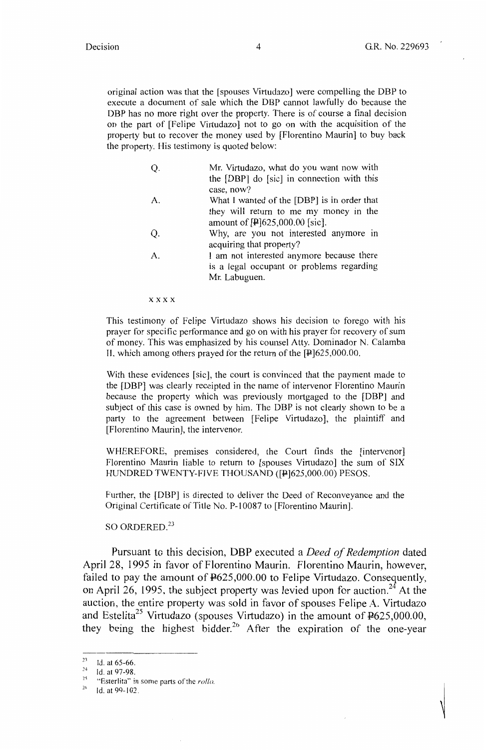original action was that the [spouses Virtudazo] were compelling the DBP to execute a document of sale which the DBP cannot lawfully do because the DBP has no more right over the property. There is of course a final decision on the part of [Felipe Virtudazo] not to go on with the acquisition of the property but to recover the money used by [Florentino Maurin] to buy back the property. His testimony is quoted below:

| | |
|---|---|
| Q. | Mr. Virtudazo, what do you want now with the [DBP] do [sic] in connection with this case, now? |
| A. | What I wanted of the [DBP] is in order that they will return to me my money in the amount of [₱]625,000.00 [sic]. |
| Q. | Why, are you not interested anymore in acquiring that property? |
| A. | I am not interested anymore because there is a legal occupant or problems regarding Mr. Labuguen. |

x x x x

This testimony of Felipe Virtudazo shows his decision to forego with his prayer for specific performance and go on with his prayer for recovery of sum of money. This was emphasized by his counsel Atty. Dominador N. Calamba II, which among others prayed for the return of the [₱]625,000.00.

With these evidences [sic], the court is convinced that the payment made to the [DBP] was clearly receipted in the name of intervenor Florentino Maurin because the property which was previously mortgaged to the [DBP] and subject of this case is owned by him. The DBP is not clearly shown to be a party to the agreement between [Felipe Virtudazo], the plaintiff and [Florentino Maurin], the intervenor.

WHEREFORE, premises considered, the Court finds the [intervenor] Florentino Maurin liable to return to [spouses Virtudazo] the sum of SIX HUNDRED TWENTY-FIVE THOUSAND ([₱]625,000.00) PESOS.

Further, the [DBP] is directed to deliver the Deed of Reconveyance and the Original Certificate of Title No. P-10087 to [Florentino Maurin].

SO ORDERED.[23]

Pursuant to this decision, DBP executed a *Deed of Redemption* dated April 28, 1995 in favor of Florentino Maurin. Florentino Maurin, however, failed to pay the amount of ₱625,000.00 to Felipe Virtudazo. Consequently, on April 26, 1995, the subject property was levied upon for auction.[24] At the auction, the entire property was sold in favor of spouses Felipe A. Virtudazo and Estelita[25] Virtudazo (spouses Virtudazo) in the amount of ₱625,000.00, they being the highest bidder.[26] After the expiration of the one-year

---

[23] Id. at 65-66.

[24] Id. at 97-98.

[25] "Esterlita" in some parts of the *rollo*.

[26] Id. at 99-102.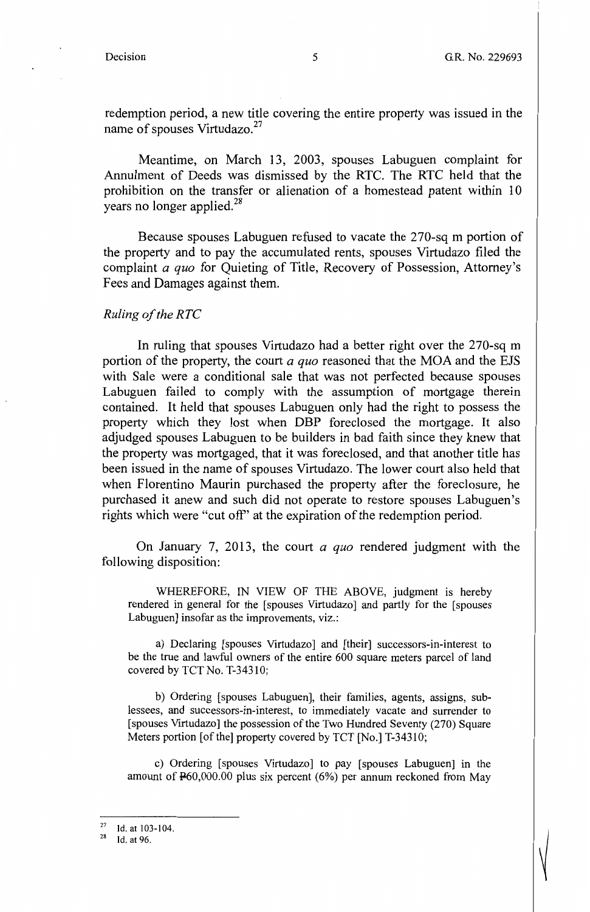redemption period, a new title covering the entire property was issued in the name of spouses Virtudazo.[27]

Meantime, on March 13, 2003, spouses Labuguen complaint for Annulment of Deeds was dismissed by the RTC. The RTC held that the prohibition on the transfer or alienation of a homestead patent within 10 years no longer applied.[28]

Because spouses Labuguen refused to vacate the 270-sq m portion of the property and to pay the accumulated rents, spouses Virtudazo filed the complaint *a quo* for Quieting of Title, Recovery of Possession, Attorney's Fees and Damages against them.

*Ruling of the RTC*

In ruling that spouses Virtudazo had a better right over the 270-sq m portion of the property, the court *a quo* reasoned that the MOA and the EJS with Sale were a conditional sale that was not perfected because spouses Labuguen failed to comply with the assumption of mortgage therein contained. It held that spouses Labuguen only had the right to possess the property which they lost when DBP foreclosed the mortgage. It also adjudged spouses Labuguen to be builders in bad faith since they knew that the property was mortgaged, that it was foreclosed, and that another title has been issued in the name of spouses Virtudazo. The lower court also held that when Florentino Maurin purchased the property after the foreclosure, he purchased it anew and such did not operate to restore spouses Labuguen's rights which were "cut off" at the expiration of the redemption period.

On January 7, 2013, the court *a quo* rendered judgment with the following disposition:

> WHEREFORE, IN VIEW OF THE ABOVE, judgment is hereby rendered in general for the [spouses Virtudazo] and partly for the [spouses Labuguen] insofar as the improvements, viz.:
>
> a) Declaring [spouses Virtudazo] and [their] successors-in-interest to be the true and lawful owners of the entire 600 square meters parcel of land covered by TCT No. T-34310;
>
> b) Ordering [spouses Labuguen], their families, agents, assigns, sub-lessees, and successors-in-interest, to immediately vacate and surrender to [spouses Virtudazo] the possession of the Two Hundred Seventy (270) Square Meters portion [of the] property covered by TCT [No.] T-34310;
>
> c) Ordering [spouses Virtudazo] to pay [spouses Labuguen] in the amount of ₱60,000.00 plus six percent (6%) per annum reckoned from May

---

[27] Id. at 103-104.

[28] Id. at 96.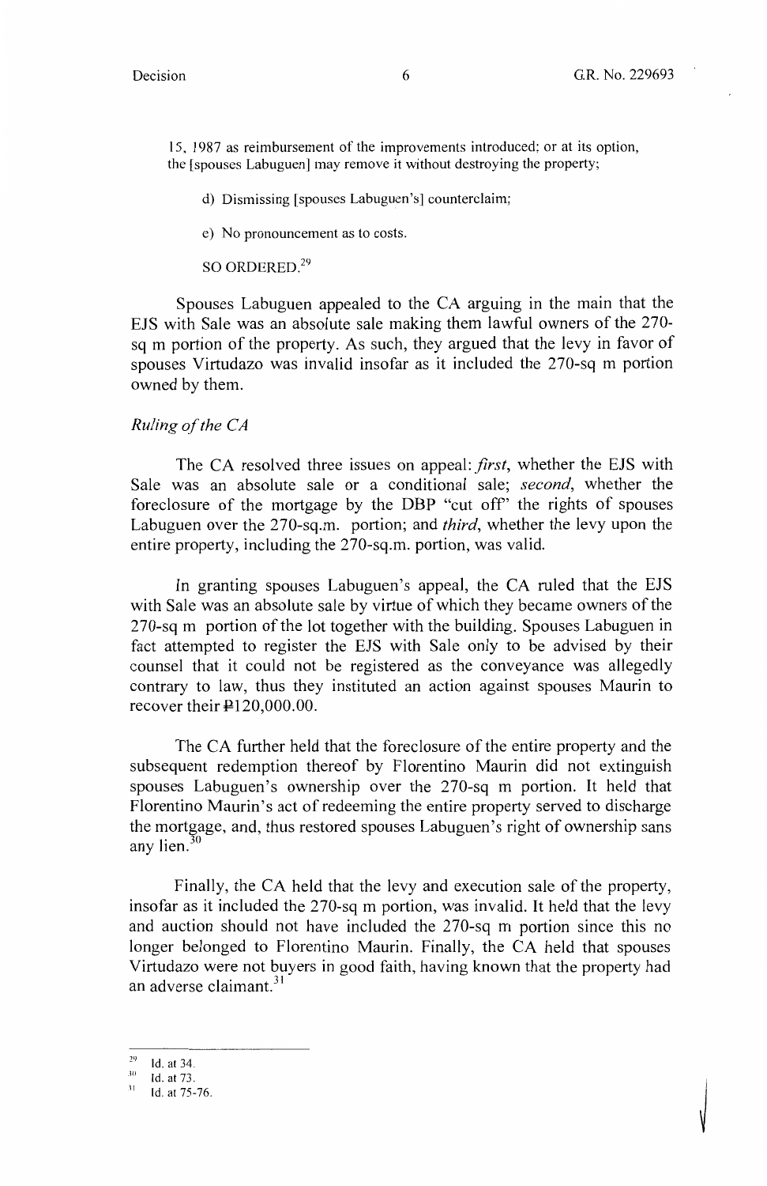15, 1987 as reimbursement of the improvements introduced; or at its option, the [spouses Labuguen] may remove it without destroying the property;

d) Dismissing [spouses Labuguen's] counterclaim;

e) No pronouncement as to costs.

SO ORDERED.[29]

Spouses Labuguen appealed to the CA arguing in the main that the EJS with Sale was an absolute sale making them lawful owners of the 270-sq m portion of the property. As such, they argued that the levy in favor of spouses Virtudazo was invalid insofar as it included the 270-sq m portion owned by them.

*Ruling of the CA*

The CA resolved three issues on appeal: *first*, whether the EJS with Sale was an absolute sale or a conditional sale; *second*, whether the foreclosure of the mortgage by the DBP "cut off" the rights of spouses Labuguen over the 270-sq.m. portion; and *third*, whether the levy upon the entire property, including the 270-sq.m. portion, was valid.

In granting spouses Labuguen's appeal, the CA ruled that the EJS with Sale was an absolute sale by virtue of which they became owners of the 270-sq m portion of the lot together with the building. Spouses Labuguen in fact attempted to register the EJS with Sale only to be advised by their counsel that it could not be registered as the conveyance was allegedly contrary to law, thus they instituted an action against spouses Maurin to recover their ₱120,000.00.

The CA further held that the foreclosure of the entire property and the subsequent redemption thereof by Florentino Maurin did not extinguish spouses Labuguen's ownership over the 270-sq m portion. It held that Florentino Maurin's act of redeeming the entire property served to discharge the mortgage, and, thus restored spouses Labuguen's right of ownership sans any lien.[30]

Finally, the CA held that the levy and execution sale of the property, insofar as it included the 270-sq m portion, was invalid. It held that the levy and auction should not have included the 270-sq m portion since this no longer belonged to Florentino Maurin. Finally, the CA held that spouses Virtudazo were not buyers in good faith, having known that the property had an adverse claimant.[31]

---

[29] Id. at 34.

[30] Id. at 73.

[31] Id. at 75-76.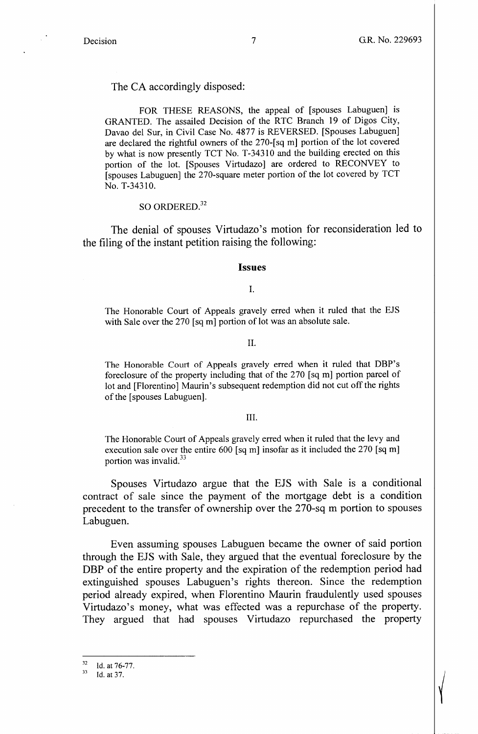The CA accordingly disposed:

> FOR THESE REASONS, the appeal of [spouses Labuguen] is GRANTED. The assailed Decision of the RTC Branch 19 of Digos City, Davao del Sur, in Civil Case No. 4877 is REVERSED. [Spouses Labuguen] are declared the rightful owners of the 270-[sq m] portion of the lot covered by what is now presently TCT No. T-34310 and the building erected on this portion of the lot. [Spouses Virtudazo] are ordered to RECONVEY to [spouses Labuguen] the 270-square meter portion of the lot covered by TCT No. T-34310.
>
> SO ORDERED.[32]

The denial of spouses Virtudazo's motion for reconsideration led to the filing of the instant petition raising the following:

**Issues**

I.

> The Honorable Court of Appeals gravely erred when it ruled that the EJS with Sale over the 270 [sq m] portion of lot was an absolute sale.

II.

> The Honorable Court of Appeals gravely erred when it ruled that DBP's foreclosure of the property including that of the 270 [sq m] portion parcel of lot and [Florentino] Maurin's subsequent redemption did not cut off the rights of the [spouses Labuguen].

III.

> The Honorable Court of Appeals gravely erred when it ruled that the levy and execution sale over the entire 600 [sq m] insofar as it included the 270 [sq m] portion was invalid.[33]

Spouses Virtudazo argue that the EJS with Sale is a conditional contract of sale since the payment of the mortgage debt is a condition precedent to the transfer of ownership over the 270-sq m portion to spouses Labuguen.

Even assuming spouses Labuguen became the owner of said portion through the EJS with Sale, they argued that the eventual foreclosure by the DBP of the entire property and the expiration of the redemption period had extinguished spouses Labuguen's rights thereon. Since the redemption period already expired, when Florentino Maurin fraudulently used spouses Virtudazo's money, what was effected was a repurchase of the property. They argued that had spouses Virtudazo repurchased the property

---

[32] Id. at 76-77.

[33] Id. at 37.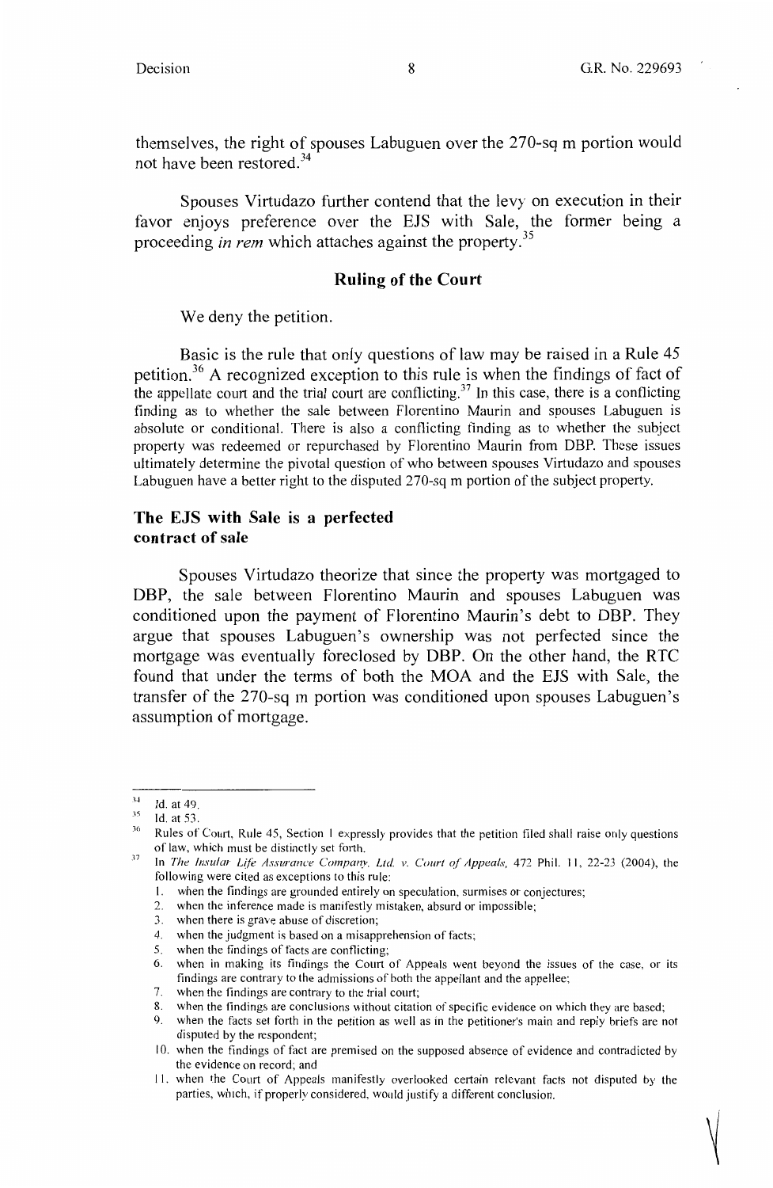themselves, the right of spouses Labuguen over the 270-sq m portion would not have been restored.[34]

Spouses Virtudazo further contend that the levy on execution in their favor enjoys preference over the EJS with Sale, the former being a proceeding *in rem* which attaches against the property.[35]

## Ruling of the Court

We deny the petition.

Basic is the rule that only questions of law may be raised in a Rule 45 petition.[36] A recognized exception to this rule is when the findings of fact of the appellate court and the trial court are conflicting.[37] In this case, there is a conflicting finding as to whether the sale between Florentino Maurin and spouses Labuguen is absolute or conditional. There is also a conflicting finding as to whether the subject property was redeemed or repurchased by Florentino Maurin from DBP. These issues ultimately determine the pivotal question of who between spouses Virtudazo and spouses Labuguen have a better right to the disputed 270-sq m portion of the subject property.

### The EJS with Sale is a perfected contract of sale

Spouses Virtudazo theorize that since the property was mortgaged to DBP, the sale between Florentino Maurin and spouses Labuguen was conditioned upon the payment of Florentino Maurin's debt to DBP. They argue that spouses Labuguen's ownership was not perfected since the mortgage was eventually foreclosed by DBP. On the other hand, the RTC found that under the terms of both the MOA and the EJS with Sale, the transfer of the 270-sq m portion was conditioned upon spouses Labuguen's assumption of mortgage.

---

[34] Id. at 49.

[35] Id. at 53.

[36] Rules of Court, Rule 45, Section 1 expressly provides that the petition filed shall raise only questions of law, which must be distinctly set forth.

[37] In *The Insular Life Assurance Company, Ltd. v. Court of Appeals*, 472 Phil. 11, 22-23 (2004), the following were cited as exceptions to this rule:

1. when the findings are grounded entirely on speculation, surmises or conjectures;
2. when the inference made is manifestly mistaken, absurd or impossible;
3. when there is grave abuse of discretion;
4. when the judgment is based on a misapprehension of facts;
5. when the findings of facts are conflicting;
6. when in making its findings the Court of Appeals went beyond the issues of the case, or its findings are contrary to the admissions of both the appellant and the appellee;
7. when the findings are contrary to the trial court;
8. when the findings are conclusions without citation of specific evidence on which they are based;
9. when the facts set forth in the petition as well as in the petitioner's main and reply briefs are not disputed by the respondent;
10. when the findings of fact are premised on the supposed absence of evidence and contradicted by the evidence on record; and
11. when the Court of Appeals manifestly overlooked certain relevant facts not disputed by the parties, which, if properly considered, would justify a different conclusion.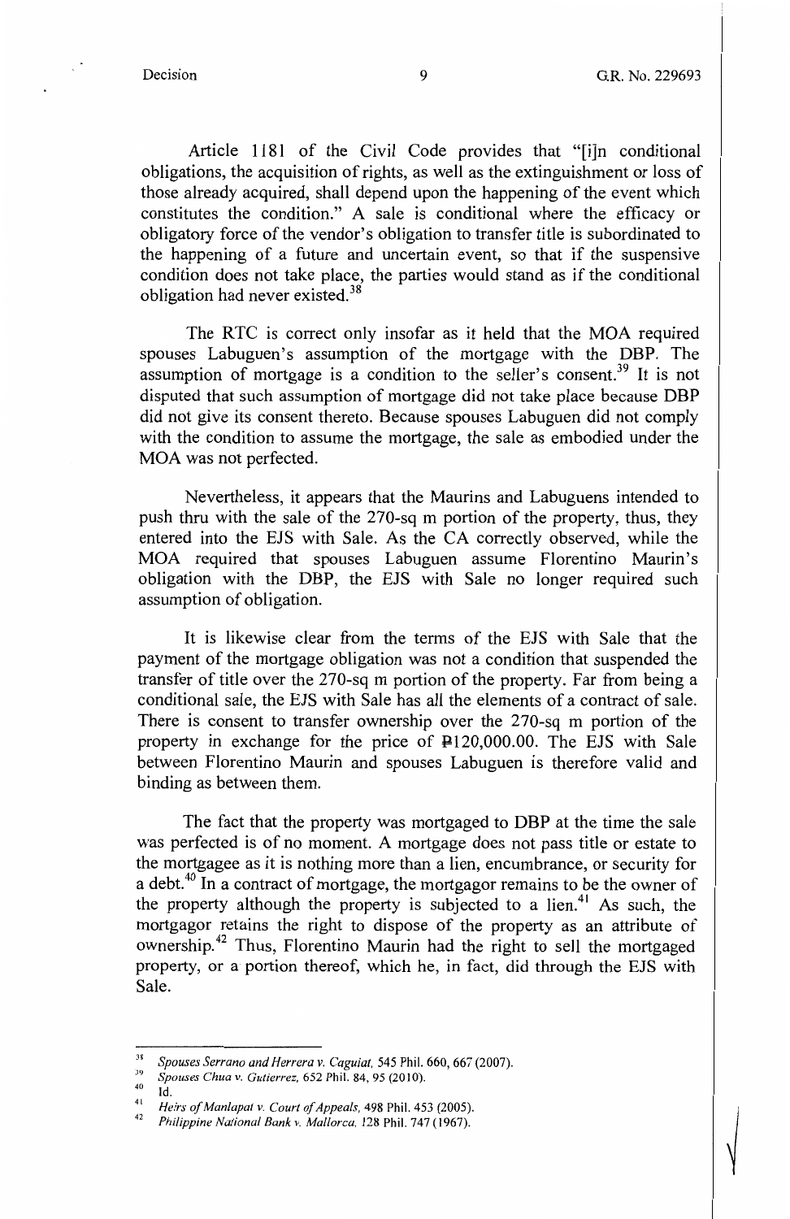Article 1181 of the Civil Code provides that "[i]n conditional obligations, the acquisition of rights, as well as the extinguishment or loss of those already acquired, shall depend upon the happening of the event which constitutes the condition." A sale is conditional where the efficacy or obligatory force of the vendor's obligation to transfer title is subordinated to the happening of a future and uncertain event, so that if the suspensive condition does not take place, the parties would stand as if the conditional obligation had never existed.[38]

The RTC is correct only insofar as it held that the MOA required spouses Labuguen's assumption of the mortgage with the DBP. The assumption of mortgage is a condition to the seller's consent.[39] It is not disputed that such assumption of mortgage did not take place because DBP did not give its consent thereto. Because spouses Labuguen did not comply with the condition to assume the mortgage, the sale as embodied under the MOA was not perfected.

Nevertheless, it appears that the Maurins and Labuguens intended to push thru with the sale of the 270-sq m portion of the property, thus, they entered into the EJS with Sale. As the CA correctly observed, while the MOA required that spouses Labuguen assume Florentino Maurin's obligation with the DBP, the EJS with Sale no longer required such assumption of obligation.

It is likewise clear from the terms of the EJS with Sale that the payment of the mortgage obligation was not a condition that suspended the transfer of title over the 270-sq m portion of the property. Far from being a conditional sale, the EJS with Sale has all the elements of a contract of sale. There is consent to transfer ownership over the 270-sq m portion of the property in exchange for the price of ₱120,000.00. The EJS with Sale between Florentino Maurin and spouses Labuguen is therefore valid and binding as between them.

The fact that the property was mortgaged to DBP at the time the sale was perfected is of no moment. A mortgage does not pass title or estate to the mortgagee as it is nothing more than a lien, encumbrance, or security for a debt.[40] In a contract of mortgage, the mortgagor remains to be the owner of the property although the property is subjected to a lien.[41] As such, the mortgagor retains the right to dispose of the property as an attribute of ownership.[42] Thus, Florentino Maurin had the right to sell the mortgaged property, or a portion thereof, which he, in fact, did through the EJS with Sale.

---

[38] *Spouses Serrano and Herrera v. Caguiat*, 545 Phil. 660, 667 (2007).

[39] *Spouses Chua v. Gutierrez*, 652 Phil. 84, 95 (2010).

[40] Id.

[41] *Heirs of Manlapat v. Court of Appeals*, 498 Phil. 453 (2005).

[42] *Philippine National Bank v. Mallorca*, 128 Phil. 747 (1967).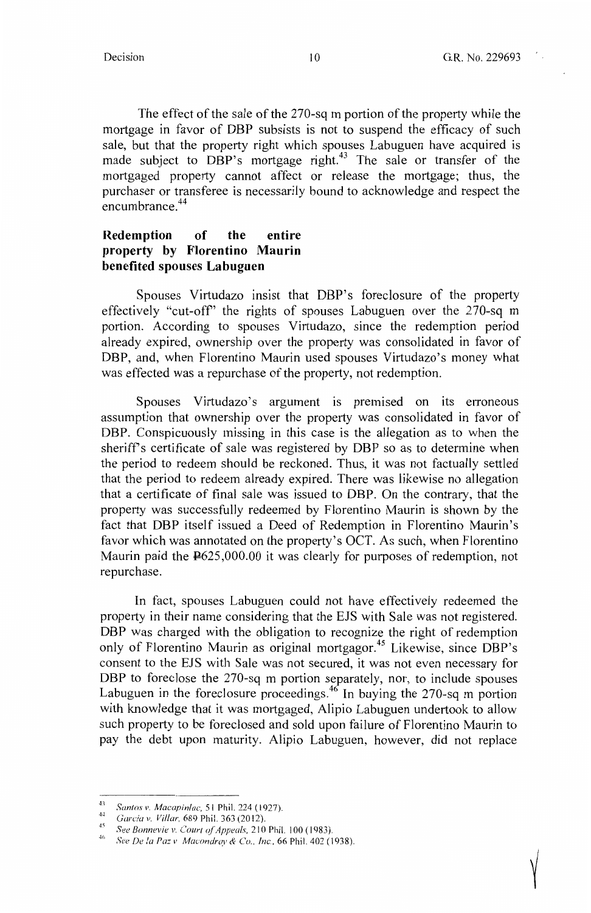The effect of the sale of the 270-sq m portion of the property while the mortgage in favor of DBP subsists is not to suspend the efficacy of such sale, but that the property right which spouses Labuguen have acquired is made subject to DBP's mortgage right.[43] The sale or transfer of the mortgaged property cannot affect or release the mortgage; thus, the purchaser or transferee is necessarily bound to acknowledge and respect the encumbrance.[44]

**Redemption of the entire property by Florentino Maurin benefited spouses Labuguen**

Spouses Virtudazo insist that DBP's foreclosure of the property effectively "cut-off" the rights of spouses Labuguen over the 270-sq m portion. According to spouses Virtudazo, since the redemption period already expired, ownership over the property was consolidated in favor of DBP, and, when Florentino Maurin used spouses Virtudazo's money what was effected was a repurchase of the property, not redemption.

Spouses Virtudazo's argument is premised on its erroneous assumption that ownership over the property was consolidated in favor of DBP. Conspicuously missing in this case is the allegation as to when the sheriff's certificate of sale was registered by DBP so as to determine when the period to redeem should be reckoned. Thus, it was not factually settled that the period to redeem already expired. There was likewise no allegation that a certificate of final sale was issued to DBP. On the contrary, that the property was successfully redeemed by Florentino Maurin is shown by the fact that DBP itself issued a Deed of Redemption in Florentino Maurin's favor which was annotated on the property's OCT. As such, when Florentino Maurin paid the ₱625,000.00 it was clearly for purposes of redemption, not repurchase.

In fact, spouses Labuguen could not have effectively redeemed the property in their name considering that the EJS with Sale was not registered. DBP was charged with the obligation to recognize the right of redemption only of Florentino Maurin as original mortgagor.[45] Likewise, since DBP's consent to the EJS with Sale was not secured, it was not even necessary for DBP to foreclose the 270-sq m portion separately, nor, to include spouses Labuguen in the foreclosure proceedings.[46] In buying the 270-sq m portion with knowledge that it was mortgaged, Alipio Labuguen undertook to allow such property to be foreclosed and sold upon failure of Florentino Maurin to pay the debt upon maturity. Alipio Labuguen, however, did not replace

---

[43] *Santos v. Macapinlac*, 51 Phil. 224 (1927).

[44] *Garcia v. Villar*, 689 Phil. 363 (2012).

[45] *See Bonnevie v. Court of Appeals*, 210 Phil. 100 (1983).

[46] *See De la Paz v. Macondray & Co., Inc.*, 66 Phil. 402 (1938).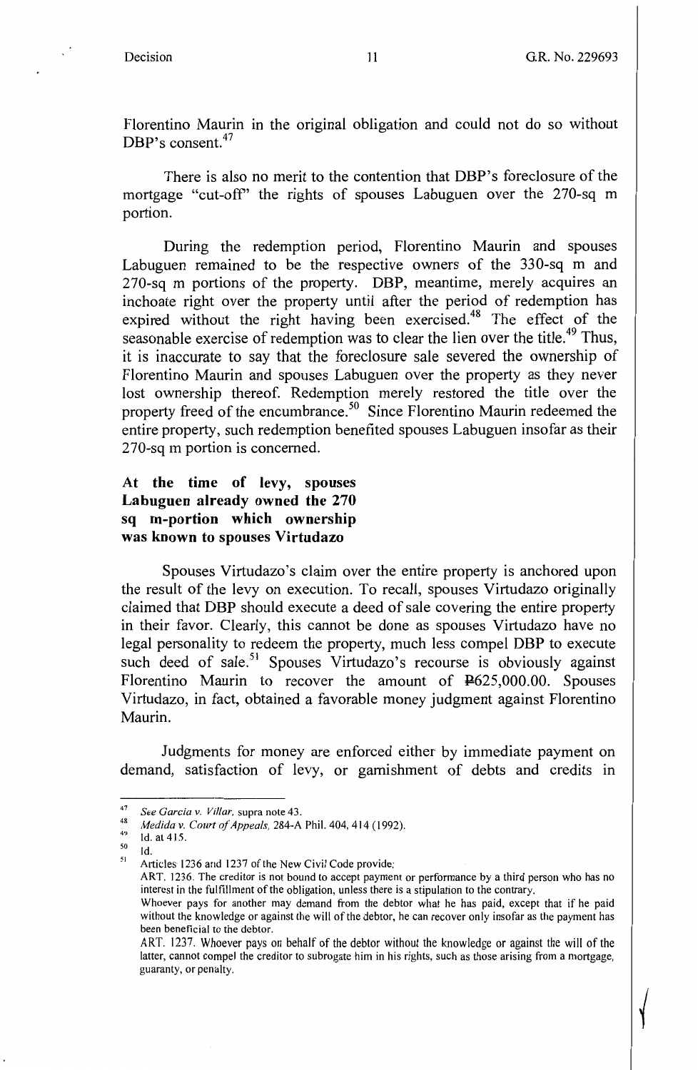Florentino Maurin in the original obligation and could not do so without DBP's consent.[47]

There is also no merit to the contention that DBP's foreclosure of the mortgage "cut-off" the rights of spouses Labuguen over the 270-sq m portion.

During the redemption period, Florentino Maurin and spouses Labuguen remained to be the respective owners of the 330-sq m and 270-sq m portions of the property. DBP, meantime, merely acquires an inchoate right over the property until after the period of redemption has expired without the right having been exercised.[48] The effect of the seasonable exercise of redemption was to clear the lien over the title.[49] Thus, it is inaccurate to say that the foreclosure sale severed the ownership of Florentino Maurin and spouses Labuguen over the property as they never lost ownership thereof. Redemption merely restored the title over the property freed of the encumbrance.[50] Since Florentino Maurin redeemed the entire property, such redemption benefited spouses Labuguen insofar as their 270-sq m portion is concerned.

**At the time of levy, spouses Labuguen already owned the 270 sq m-portion which ownership was known to spouses Virtudazo**

Spouses Virtudazo's claim over the entire property is anchored upon the result of the levy on execution. To recall, spouses Virtudazo originally claimed that DBP should execute a deed of sale covering the entire property in their favor. Clearly, this cannot be done as spouses Virtudazo have no legal personality to redeem the property, much less compel DBP to execute such deed of sale.[51] Spouses Virtudazo's recourse is obviously against Florentino Maurin to recover the amount of ₱625,000.00. Spouses Virtudazo, in fact, obtained a favorable money judgment against Florentino Maurin.

Judgments for money are enforced either by immediate payment on demand, satisfaction of levy, or garnishment of debts and credits in

---

[47] *See Garcia v. Villar*, supra note 43.

[48] *Medida v. Court of Appeals*, 284-A Phil. 404, 414 (1992).

[49] Id. at 415.

[50] Id.

[51] Articles 1236 and 1237 of the New Civil Code provide:

ART. 1236. The creditor is not bound to accept payment or performance by a third person who has no interest in the fulfillment of the obligation, unless there is a stipulation to the contrary.

Whoever pays for another may demand from the debtor what he has paid, except that if he paid without the knowledge or against the will of the debtor, he can recover only insofar as the payment has been beneficial to the debtor.

ART. 1237. Whoever pays on behalf of the debtor without the knowledge or against the will of the latter, cannot compel the creditor to subrogate him in his rights, such as those arising from a mortgage, guaranty, or penalty.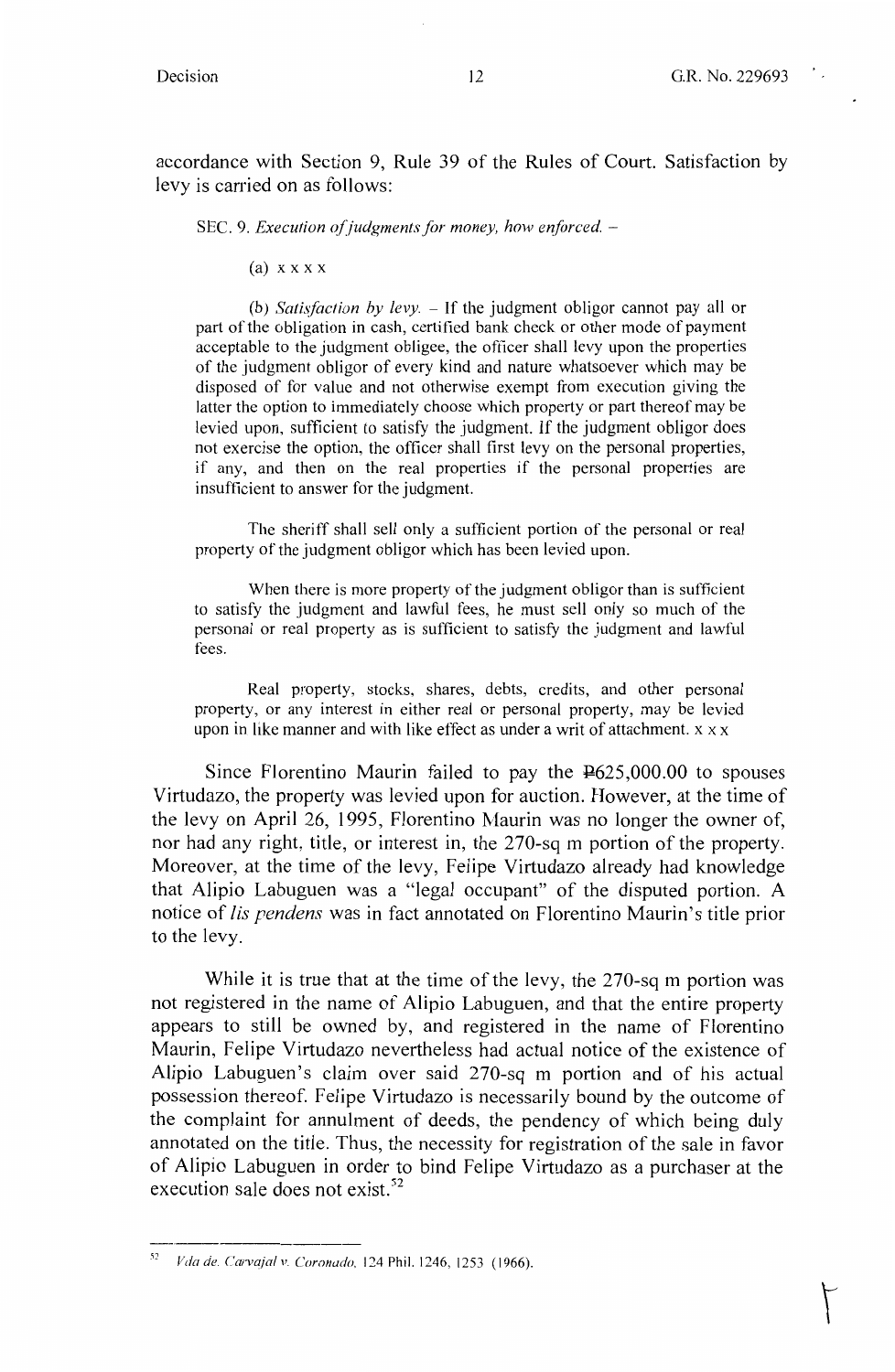accordance with Section 9, Rule 39 of the Rules of Court. Satisfaction by levy is carried on as follows:

> SEC. 9. *Execution of judgments for money, how enforced.* –
>
> (a) x x x x
>
> (b) *Satisfaction by levy.* – If the judgment obligor cannot pay all or part of the obligation in cash, certified bank check or other mode of payment acceptable to the judgment obligee, the officer shall levy upon the properties of the judgment obligor of every kind and nature whatsoever which may be disposed of for value and not otherwise exempt from execution giving the latter the option to immediately choose which property or part thereof may be levied upon, sufficient to satisfy the judgment. If the judgment obligor does not exercise the option, the officer shall first levy on the personal properties, if any, and then on the real properties if the personal properties are insufficient to answer for the judgment.
>
> The sheriff shall sell only a sufficient portion of the personal or real property of the judgment obligor which has been levied upon.
>
> When there is more property of the judgment obligor than is sufficient to satisfy the judgment and lawful fees, he must sell only so much of the personal or real property as is sufficient to satisfy the judgment and lawful fees.
>
> Real property, stocks, shares, debts, credits, and other personal property, or any interest in either real or personal property, may be levied upon in like manner and with like effect as under a writ of attachment. x x x

Since Florentino Maurin failed to pay the ₱625,000.00 to spouses Virtudazo, the property was levied upon for auction. However, at the time of the levy on April 26, 1995, Florentino Maurin was no longer the owner of, nor had any right, title, or interest in, the 270-sq m portion of the property. Moreover, at the time of the levy, Felipe Virtudazo already had knowledge that Alipio Labuguen was a "legal occupant" of the disputed portion. A notice of *lis pendens* was in fact annotated on Florentino Maurin's title prior to the levy.

While it is true that at the time of the levy, the 270-sq m portion was not registered in the name of Alipio Labuguen, and that the entire property appears to still be owned by, and registered in the name of Florentino Maurin, Felipe Virtudazo nevertheless had actual notice of the existence of Alipio Labuguen's claim over said 270-sq m portion and of his actual possession thereof. Felipe Virtudazo is necessarily bound by the outcome of the complaint for annulment of deeds, the pendency of which being duly annotated on the title. Thus, the necessity for registration of the sale in favor of Alipio Labuguen in order to bind Felipe Virtudazo as a purchaser at the execution sale does not exist.[52]

---

[52] *Vda de. Carvajal v. Coronado*, 124 Phil. 1246, 1253 (1966).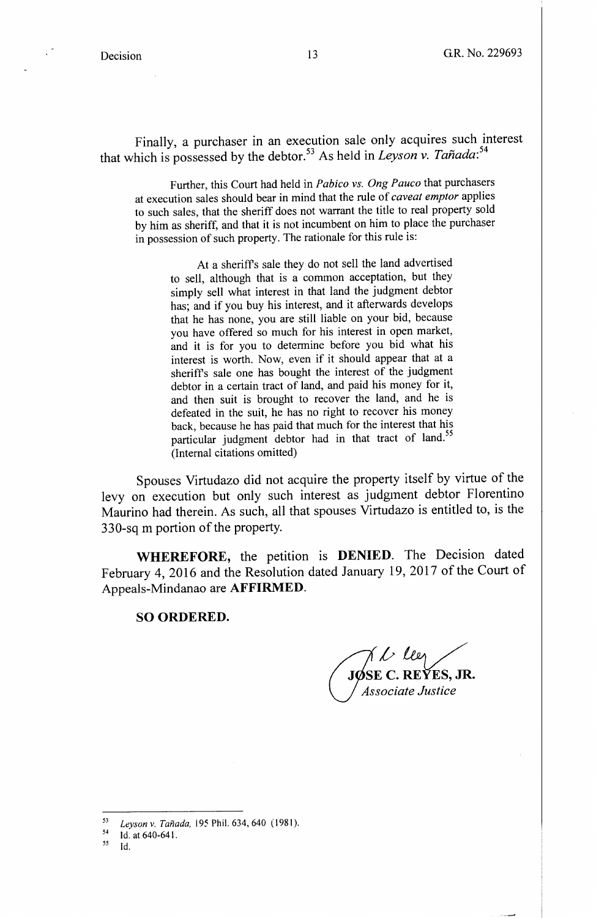Finally, a purchaser in an execution sale only acquires such interest that which is possessed by the debtor.[53] As held in *Leyson v. Tañada*:[54]

> Further, this Court had held in *Pabico vs. Ong Pauco* that purchasers at execution sales should bear in mind that the rule of *caveat emptor* applies to such sales, that the sheriff does not warrant the title to real property sold by him as sheriff, and that it is not incumbent on him to place the purchaser in possession of such property. The rationale for this rule is:
>
> > At a sheriff's sale they do not sell the land advertised to sell, although that is a common acceptation, but they simply sell what interest in that land the judgment debtor has; and if you buy his interest, and it afterwards develops that he has none, you are still liable on your bid, because you have offered so much for his interest in open market, and it is for you to determine before you bid what his interest is worth. Now, even if it should appear that at a sheriff's sale one has bought the interest of the judgment debtor in a certain tract of land, and paid his money for it, and then suit is brought to recover the land, and he is defeated in the suit, he has no right to recover his money back, because he has paid that much for the interest that his particular judgment debtor had in that tract of land.[55] (Internal citations omitted)

Spouses Virtudazo did not acquire the property itself by virtue of the levy on execution but only such interest as judgment debtor Florentino Maurino had therein. As such, all that spouses Virtudazo is entitled to, is the 330-sq m portion of the property.

**WHEREFORE,** the petition is **DENIED**. The Decision dated February 4, 2016 and the Resolution dated January 19, 2017 of the Court of Appeals-Mindanao are **AFFIRMED**.

**SO ORDERED.**

**JOSE C. REYES, JR.**
*Associate Justice*

---

[53] *Leyson v. Tañada*, 195 Phil. 634, 640 (1981).

[54] Id. at 640-641.

[55] Id.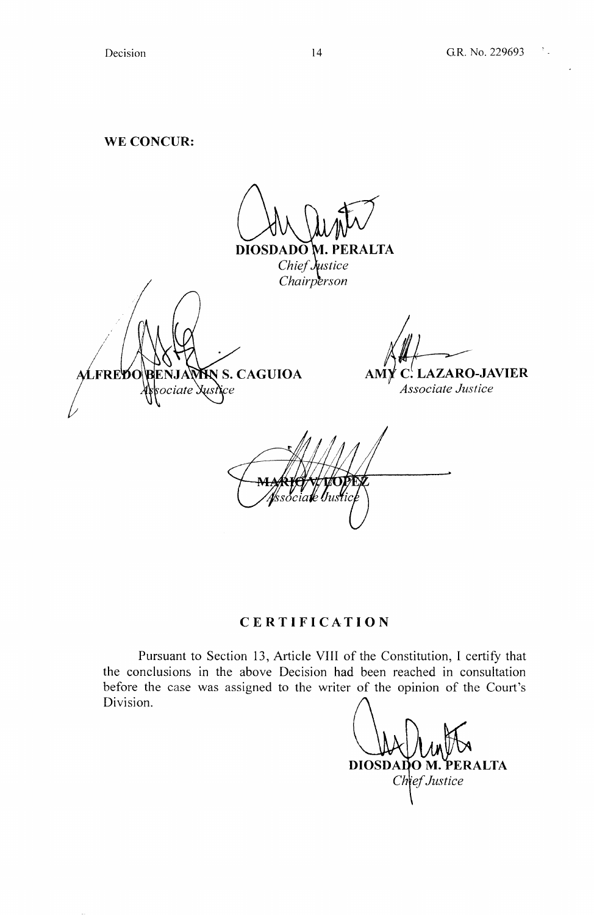**WE CONCUR:**

**DIOSDADO M. PERALTA**
*Chief Justice*
*Chairperson*

**ALFREDO BENJAMIN S. CAGUIOA**
*Associate Justice*

**AMY C. LAZARO-JAVIER**
*Associate Justice*

**MARIO V. LOPEZ**
*Associate Justice*

## CERTIFICATION

Pursuant to Section 13, Article VIII of the Constitution, I certify that the conclusions in the above Decision had been reached in consultation before the case was assigned to the writer of the opinion of the Court's Division.

**DIOSDADO M. PERALTA**
*Chief Justice*